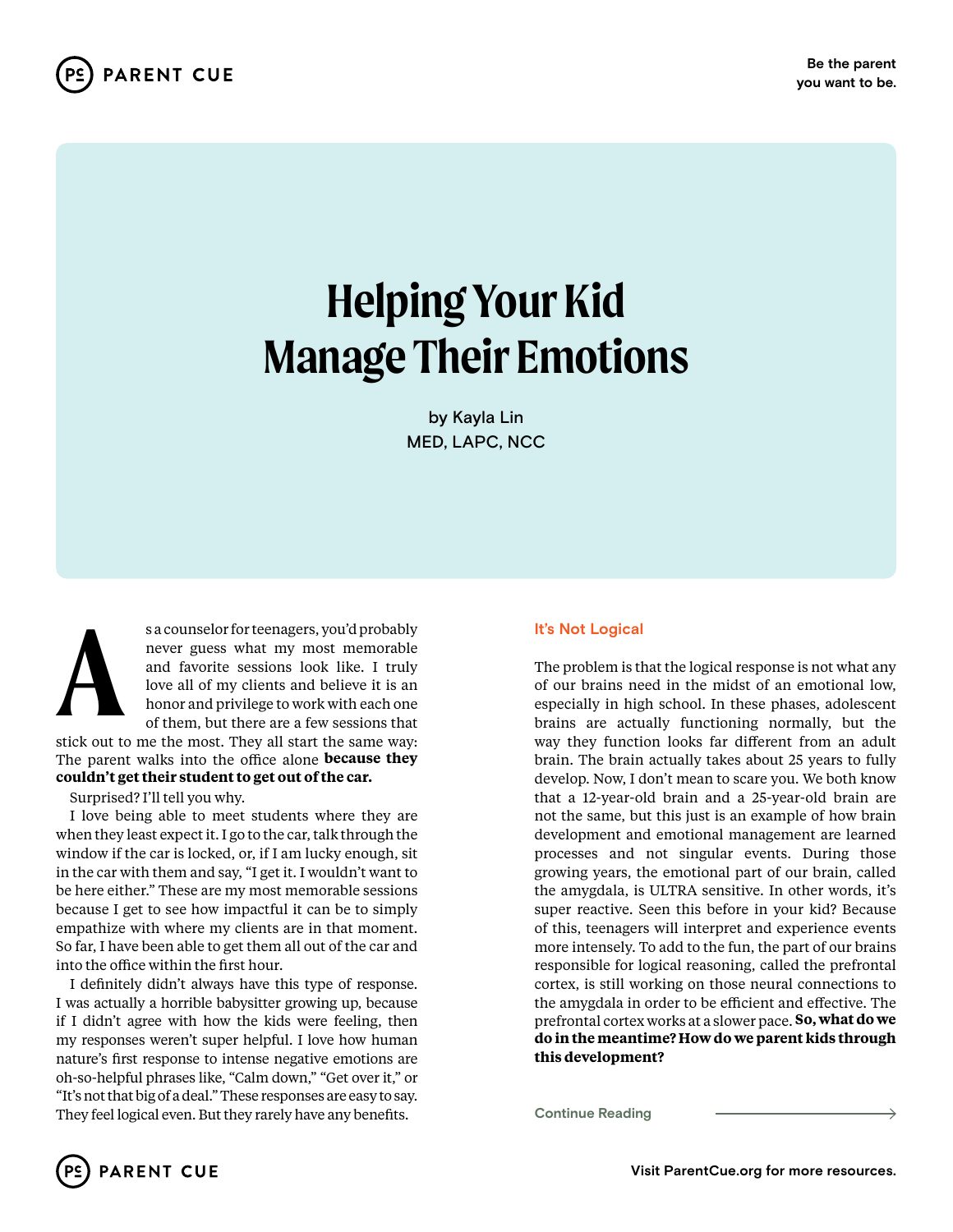# Helping Your Kid Manage Their Emotions

by Kayla Lin
MED, LAPC, NCC

As a counselor for teenagers, you'd probably never guess what my most memorable and favorite sessions look like. I truly love all of my clients and believe it is an honor and privilege to work with each one of them, but there are a few sessions that stick out to me the most. They all start the same way: The parent walks into the office alone **because they couldn't get their student to get out of the car.**

Surprised? I'll tell you why.

I love being able to meet students where they are when they least expect it. I go to the car, talk through the window if the car is locked, or, if I am lucky enough, sit in the car with them and say, "I get it. I wouldn't want to be here either." These are my most memorable sessions because I get to see how impactful it can be to simply empathize with where my clients are in that moment. So far, I have been able to get them all out of the car and into the office within the first hour.

I definitely didn't always have this type of response. I was actually a horrible babysitter growing up, because if I didn't agree with how the kids were feeling, then my responses weren't super helpful. I love how human nature's first response to intense negative emotions are oh-so-helpful phrases like, "Calm down," "Get over it," or "It's not that big of a deal." These responses are easy to say. They feel logical even. But they rarely have any benefits.

## It's Not Logical

The problem is that the logical response is not what any of our brains need in the midst of an emotional low, especially in high school. In these phases, adolescent brains are actually functioning normally, but the way they function looks far different from an adult brain. The brain actually takes about 25 years to fully develop. Now, I don't mean to scare you. We both know that a 12-year-old brain and a 25-year-old brain are not the same, but this just is an example of how brain development and emotional management are learned processes and not singular events. During those growing years, the emotional part of our brain, called the amygdala, is ULTRA sensitive. In other words, it's super reactive. Seen this before in your kid? Because of this, teenagers will interpret and experience events more intensely. To add to the fun, the part of our brains responsible for logical reasoning, called the prefrontal cortex, is still working on those neural connections to the amygdala in order to be efficient and effective. The prefrontal cortex works at a slower pace. **So, what do we do in the meantime? How do we parent kids through this development?**

Continue Reading →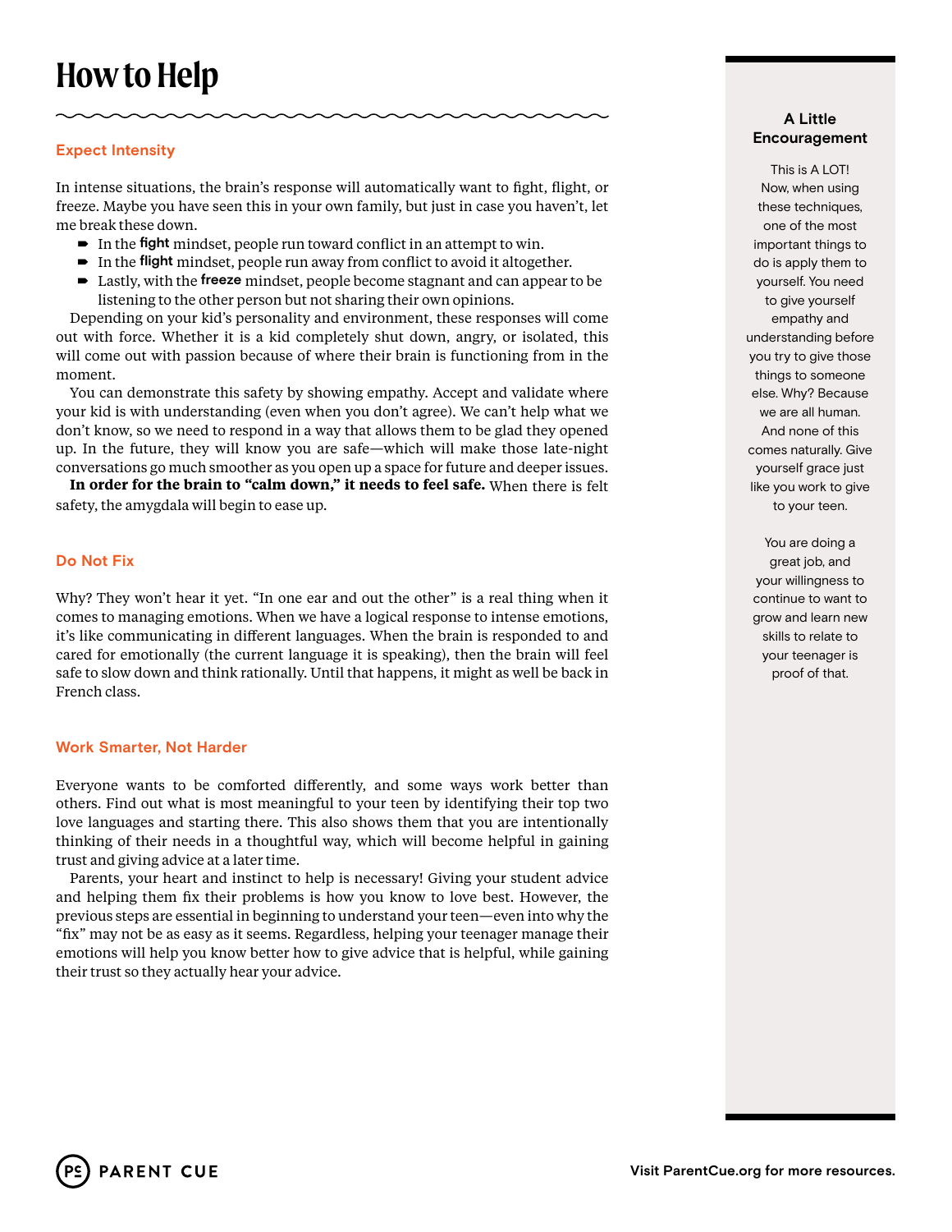# How to Help

### Expect Intensity

In intense situations, the brain's response will automatically want to fight, flight, or freeze. Maybe you have seen this in your own family, but just in case you haven't, let me break these down.

- In the **fight** mindset, people run toward conflict in an attempt to win.
- In the **flight** mindset, people run away from conflict to avoid it altogether.
- Lastly, with the **freeze** mindset, people become stagnant and can appear to be listening to the other person but not sharing their own opinions.

Depending on your kid's personality and environment, these responses will come out with force. Whether it is a kid completely shut down, angry, or isolated, this will come out with passion because of where their brain is functioning from in the moment.

You can demonstrate this safety by showing empathy. Accept and validate where your kid is with understanding (even when you don't agree). We can't help what we don't know, so we need to respond in a way that allows them to be glad they opened up. In the future, they will know you are safe—which will make those late-night conversations go much smoother as you open up a space for future and deeper issues.

**In order for the brain to "calm down," it needs to feel safe.** When there is felt safety, the amygdala will begin to ease up.

### Do Not Fix

Why? They won't hear it yet. "In one ear and out the other" is a real thing when it comes to managing emotions. When we have a logical response to intense emotions, it's like communicating in different languages. When the brain is responded to and cared for emotionally (the current language it is speaking), then the brain will feel safe to slow down and think rationally. Until that happens, it might as well be back in French class.

### Work Smarter, Not Harder

Everyone wants to be comforted differently, and some ways work better than others. Find out what is most meaningful to your teen by identifying their top two love languages and starting there. This also shows them that you are intentionally thinking of their needs in a thoughtful way, which will become helpful in gaining trust and giving advice at a later time.

Parents, your heart and instinct to help is necessary! Giving your student advice and helping them fix their problems is how you know to love best. However, the previous steps are essential in beginning to understand your teen—even into why the "fix" may not be as easy as it seems. Regardless, helping your teenager manage their emotions will help you know better how to give advice that is helpful, while gaining their trust so they actually hear your advice.

### A Little Encouragement

This is A LOT! Now, when using these techniques, one of the most important things to do is apply them to yourself. You need to give yourself empathy and understanding before you try to give those things to someone else. Why? Because we are all human. And none of this comes naturally. Give yourself grace just like you work to give to your teen.

You are doing a great job, and your willingness to continue to want to grow and learn new skills to relate to your teenager is proof of that.